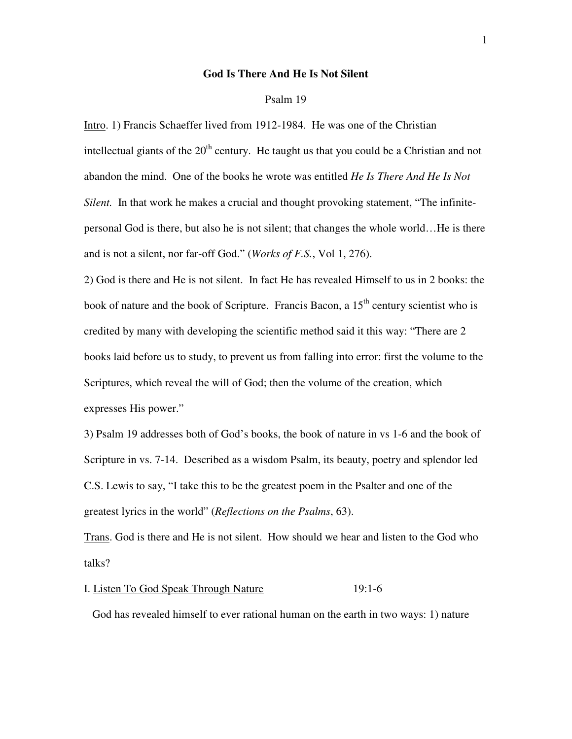**God Is There And He Is Not Silent**

Psalm 19

Intro. 1) Francis Schaeffer lived from 1912-1984. He was one of the Christian intellectual giants of the 20th century. He taught us that you could be a Christian and not abandon the mind. One of the books he wrote was entitled *He Is There And He Is Not Silent.* In that work he makes a crucial and thought provoking statement, "The infinite-personal God is there, but also he is not silent; that changes the whole world…He is there and is not a silent, nor far-off God." (*Works of F.S.*, Vol 1, 276).

2) God is there and He is not silent. In fact He has revealed Himself to us in 2 books: the book of nature and the book of Scripture. Francis Bacon, a 15th century scientist who is credited by many with developing the scientific method said it this way: "There are 2 books laid before us to study, to prevent us from falling into error: first the volume to the Scriptures, which reveal the will of God; then the volume of the creation, which expresses His power."

3) Psalm 19 addresses both of God's books, the book of nature in vs 1-6 and the book of Scripture in vs. 7-14. Described as a wisdom Psalm, its beauty, poetry and splendor led C.S. Lewis to say, "I take this to be the greatest poem in the Psalter and one of the greatest lyrics in the world" (*Reflections on the Psalms*, 63).

Trans. God is there and He is not silent. How should we hear and listen to the God who talks?

I. Listen To God Speak Through Nature 19:1-6

God has revealed himself to ever rational human on the earth in two ways: 1) nature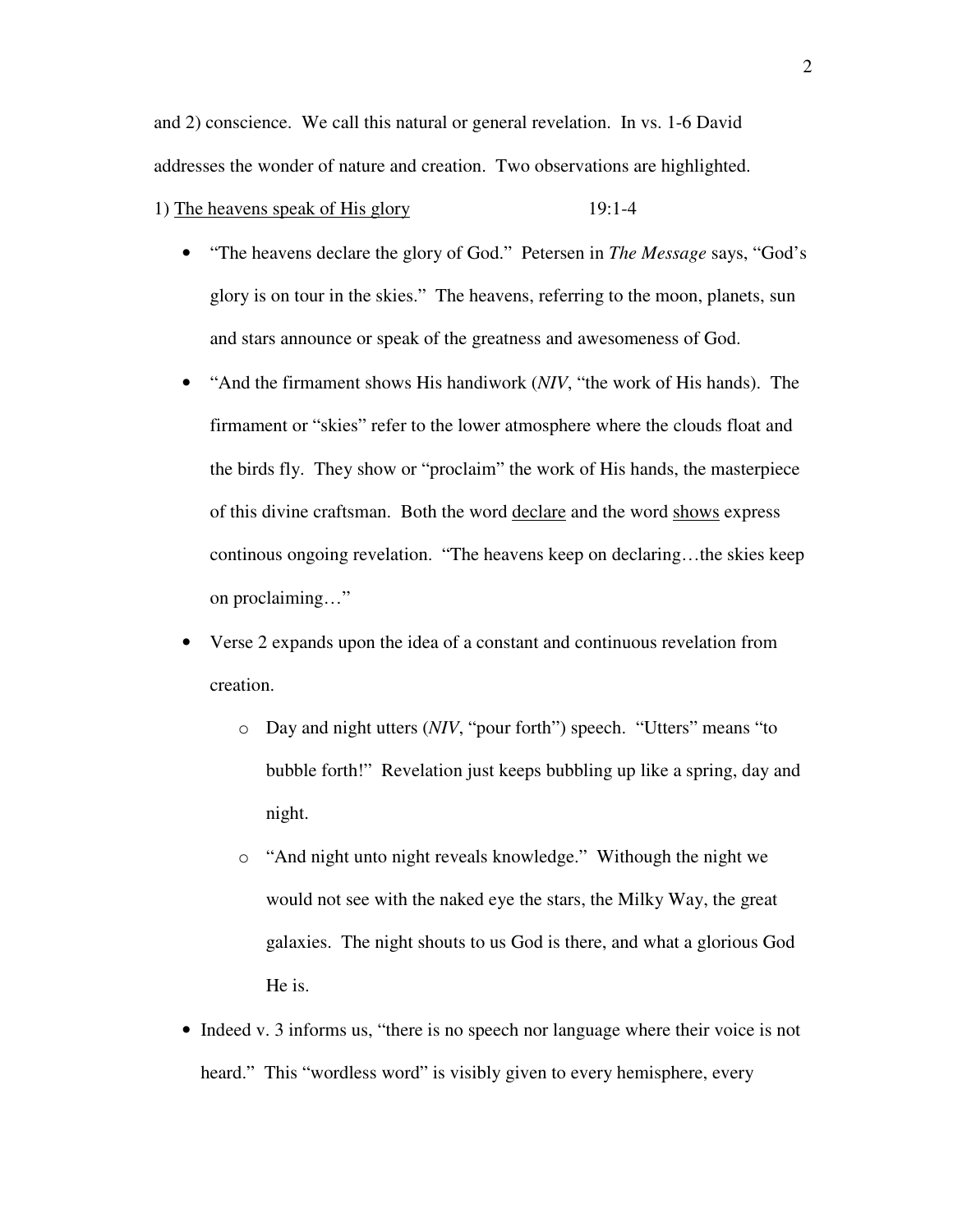and 2) conscience. We call this natural or general revelation. In vs. 1-6 David addresses the wonder of nature and creation. Two observations are highlighted.

1) <u>The heavens speak of His glory</u> 19:1-4

- "The heavens declare the glory of God." Petersen in *The Message* says, "God's glory is on tour in the skies." The heavens, referring to the moon, planets, sun and stars announce or speak of the greatness and awesomeness of God.
- "And the firmament shows His handiwork (*NIV*, "the work of His hands). The firmament or "skies" refer to the lower atmosphere where the clouds float and the birds fly. They show or "proclaim" the work of His hands, the masterpiece of this divine craftsman. Both the word <u>declare</u> and the word <u>shows</u> express continous ongoing revelation. "The heavens keep on declaring…the skies keep on proclaiming…"
- Verse 2 expands upon the idea of a constant and continuous revelation from creation.
  - Day and night utters (*NIV*, "pour forth") speech. "Utters" means "to bubble forth!" Revelation just keeps bubbling up like a spring, day and night.
  - "And night unto night reveals knowledge." Withough the night we would not see with the naked eye the stars, the Milky Way, the great galaxies. The night shouts to us God is there, and what a glorious God He is.
- Indeed v. 3 informs us, "there is no speech nor language where their voice is not heard." This "wordless word" is visibly given to every hemisphere, every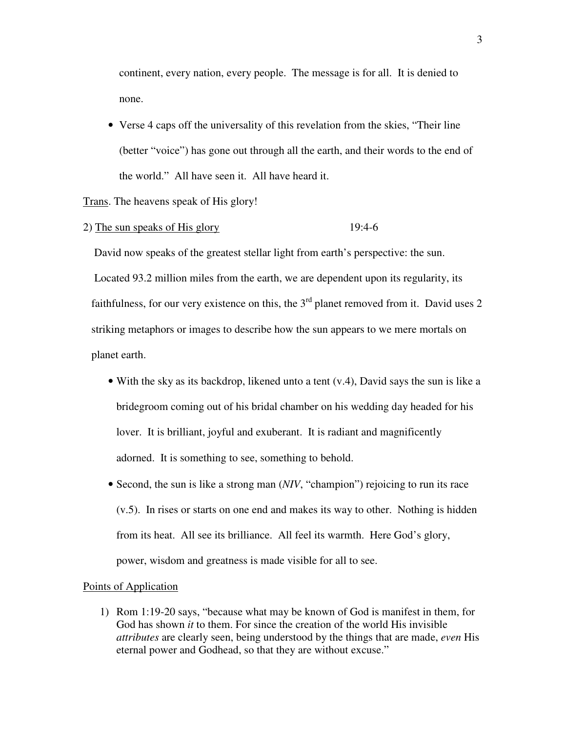continent, every nation, every people. The message is for all. It is denied to none.

- Verse 4 caps off the universality of this revelation from the skies, "Their line (better "voice") has gone out through all the earth, and their words to the end of the world." All have seen it. All have heard it.

Trans. The heavens speak of His glory!

2) The sun speaks of His glory 19:4-6

David now speaks of the greatest stellar light from earth's perspective: the sun. Located 93.2 million miles from the earth, we are dependent upon its regularity, its faithfulness, for our very existence on this, the 3rd planet removed from it. David uses 2 striking metaphors or images to describe how the sun appears to we mere mortals on planet earth.

- With the sky as its backdrop, likened unto a tent (v.4), David says the sun is like a bridegroom coming out of his bridal chamber on his wedding day headed for his lover. It is brilliant, joyful and exuberant. It is radiant and magnificently adorned. It is something to see, something to behold.
- Second, the sun is like a strong man (*NIV*, "champion") rejoicing to run its race (v.5). In rises or starts on one end and makes its way to other. Nothing is hidden from its heat. All see its brilliance. All feel its warmth. Here God's glory, power, wisdom and greatness is made visible for all to see.

Points of Application

1) Rom 1:19-20 says, "because what may be known of God is manifest in them, for God has shown *it* to them. For since the creation of the world His invisible *attributes* are clearly seen, being understood by the things that are made, *even* His eternal power and Godhead, so that they are without excuse."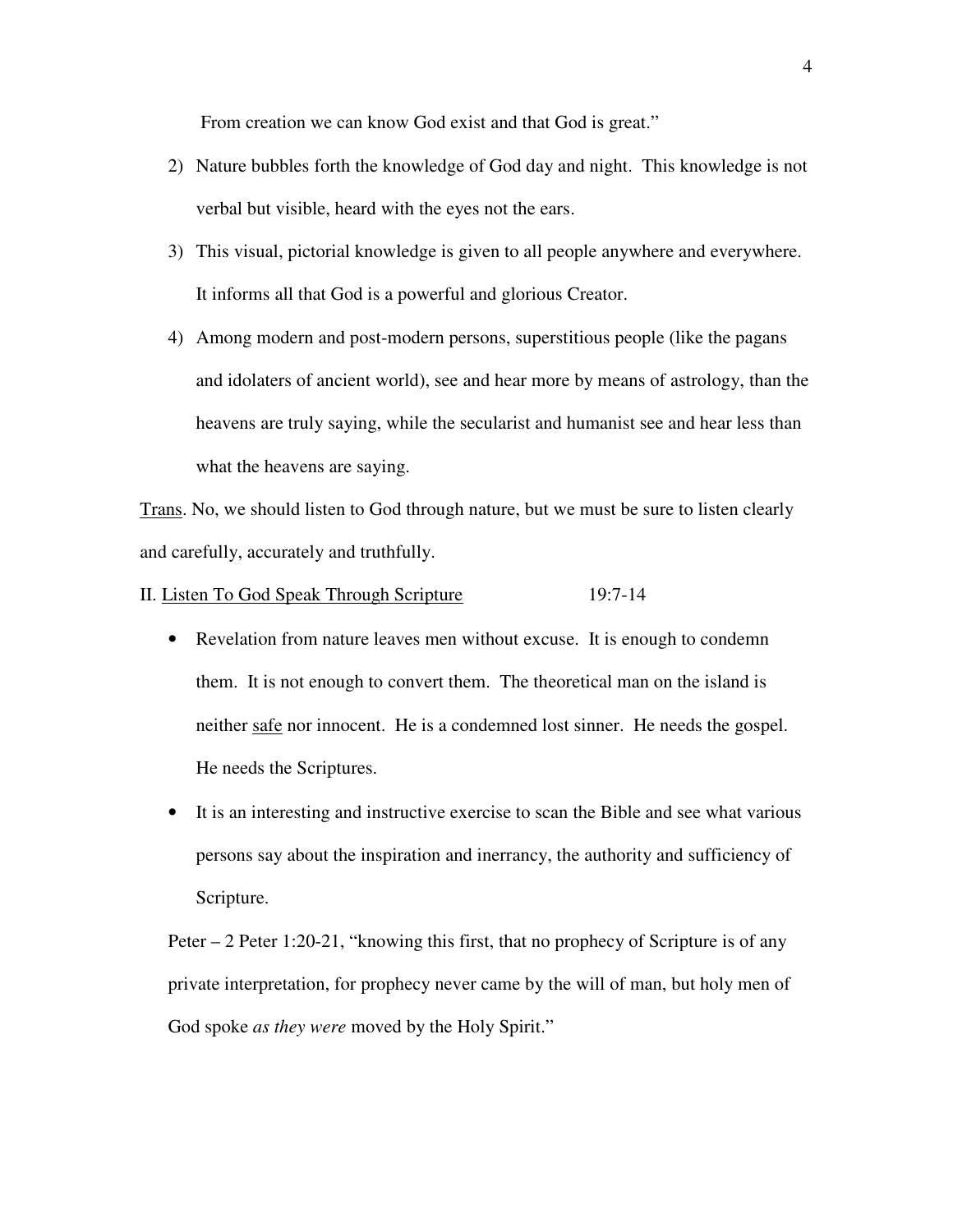From creation we can know God exist and that God is great."

2) Nature bubbles forth the knowledge of God day and night. This knowledge is not verbal but visible, heard with the eyes not the ears.
3) This visual, pictorial knowledge is given to all people anywhere and everywhere. It informs all that God is a powerful and glorious Creator.
4) Among modern and post-modern persons, superstitious people (like the pagans and idolaters of ancient world), see and hear more by means of astrology, than the heavens are truly saying, while the secularist and humanist see and hear less than what the heavens are saying.

<u>Trans</u>. No, we should listen to God through nature, but we must be sure to listen clearly and carefully, accurately and truthfully.

II. <u>Listen To God Speak Through Scripture</u> 19:7-14

- Revelation from nature leaves men without excuse. It is enough to condemn them. It is not enough to convert them. The theoretical man on the island is neither <u>safe</u> nor innocent. He is a condemned lost sinner. He needs the gospel. He needs the Scriptures.
- It is an interesting and instructive exercise to scan the Bible and see what various persons say about the inspiration and inerrancy, the authority and sufficiency of Scripture.

Peter – 2 Peter 1:20-21, "knowing this first, that no prophecy of Scripture is of any private interpretation, for prophecy never came by the will of man, but holy men of God spoke *as they were* moved by the Holy Spirit."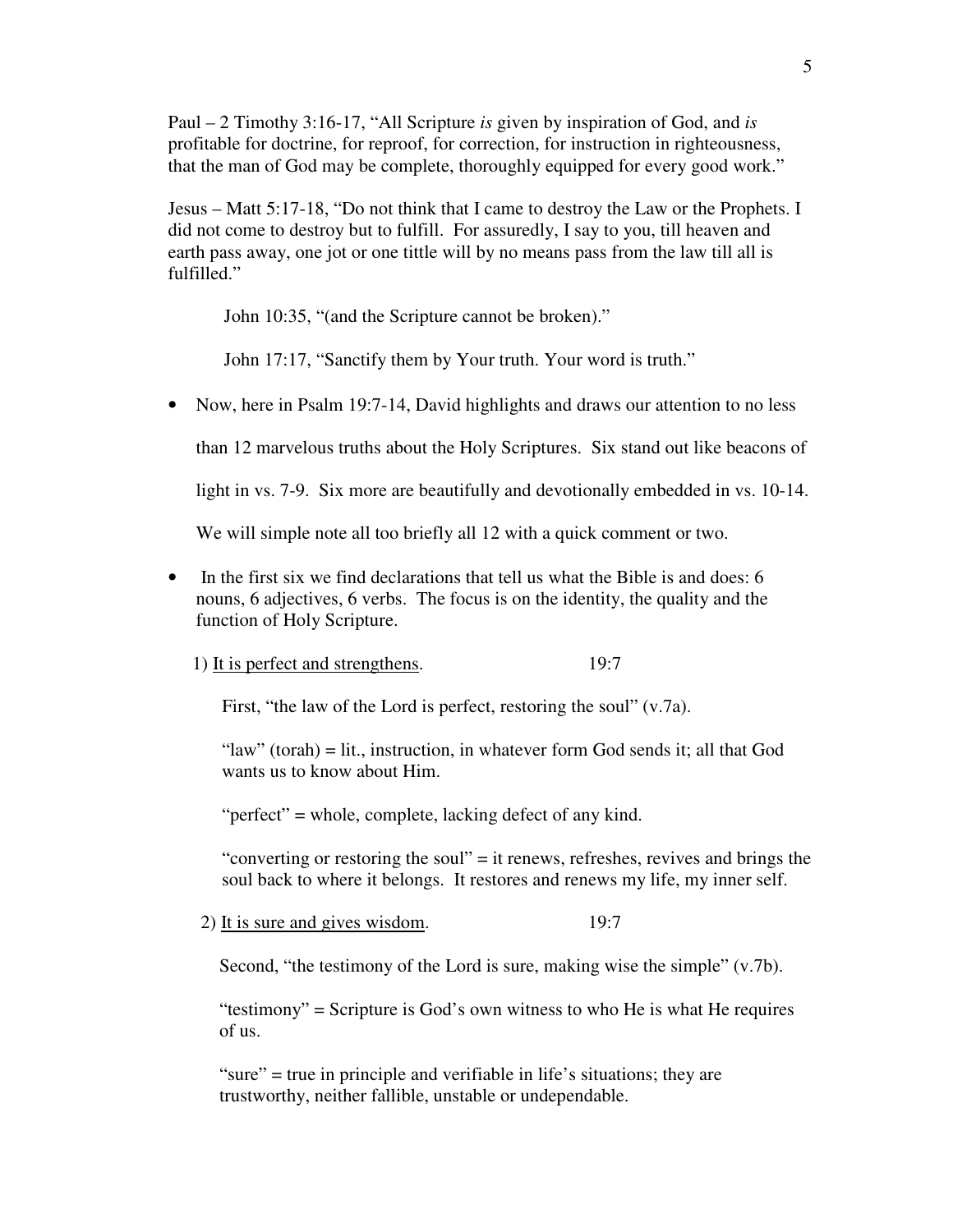Paul – 2 Timothy 3:16-17, "All Scripture *is* given by inspiration of God, and *is* profitable for doctrine, for reproof, for correction, for instruction in righteousness, that the man of God may be complete, thoroughly equipped for every good work."

Jesus – Matt 5:17-18, "Do not think that I came to destroy the Law or the Prophets. I did not come to destroy but to fulfill. For assuredly, I say to you, till heaven and earth pass away, one jot or one tittle will by no means pass from the law till all is fulfilled."

John 10:35, "(and the Scripture cannot be broken)."

John 17:17, "Sanctify them by Your truth. Your word is truth."

- Now, here in Psalm 19:7-14, David highlights and draws our attention to no less than 12 marvelous truths about the Holy Scriptures. Six stand out like beacons of light in vs. 7-9. Six more are beautifully and devotionally embedded in vs. 10-14. We will simple note all too briefly all 12 with a quick comment or two.

- In the first six we find declarations that tell us what the Bible is and does: 6 nouns, 6 adjectives, 6 verbs. The focus is on the identity, the quality and the function of Holy Scripture.

1) <u>It is perfect and strengthens</u>. 19:7

First, "the law of the Lord is perfect, restoring the soul" (v.7a).

"law" (torah) = lit., instruction, in whatever form God sends it; all that God wants us to know about Him.

"perfect" = whole, complete, lacking defect of any kind.

"converting or restoring the soul" = it renews, refreshes, revives and brings the soul back to where it belongs. It restores and renews my life, my inner self.

2) <u>It is sure and gives wisdom</u>. 19:7

Second, "the testimony of the Lord is sure, making wise the simple" (v.7b).

"testimony" = Scripture is God's own witness to who He is what He requires of us.

"sure" = true in principle and verifiable in life's situations; they are trustworthy, neither fallible, unstable or undependable.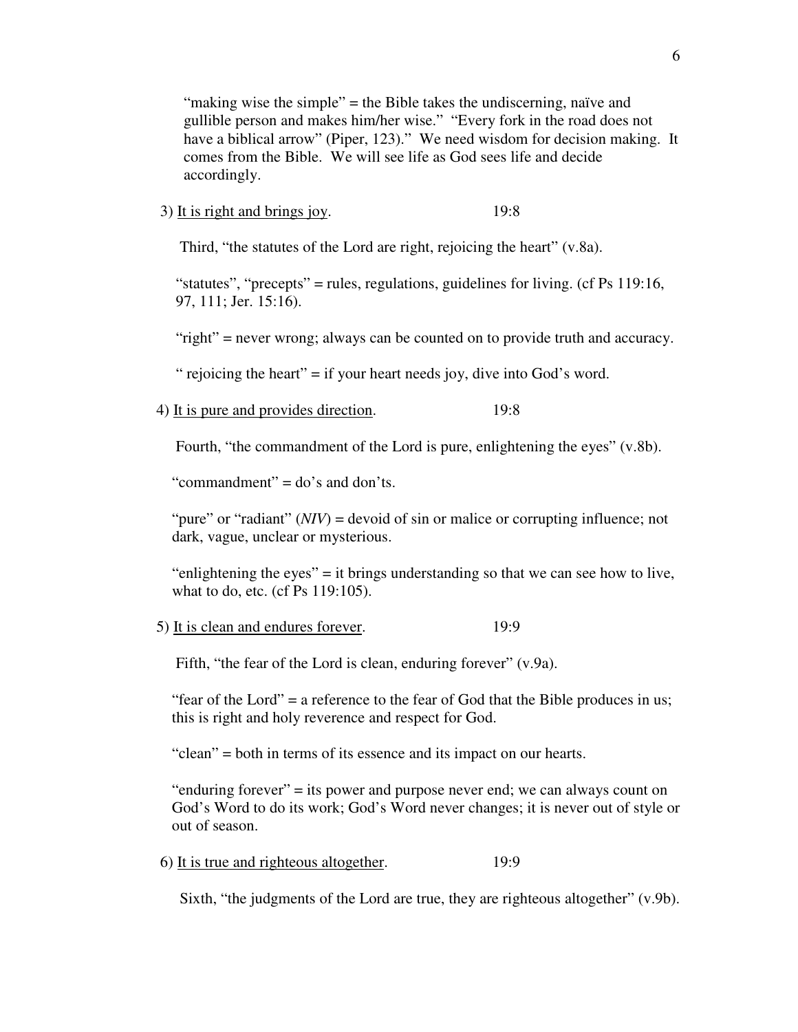"making wise the simple" = the Bible takes the undiscerning, naïve and gullible person and makes him/her wise." "Every fork in the road does not have a biblical arrow" (Piper, 123)." We need wisdom for decision making. It comes from the Bible. We will see life as God sees life and decide accordingly.

3) <u>It is right and brings joy</u>. 19:8

Third, "the statutes of the Lord are right, rejoicing the heart" (v.8a).

"statutes", "precepts" = rules, regulations, guidelines for living. (cf Ps 119:16, 97, 111; Jer. 15:16).

"right" = never wrong; always can be counted on to provide truth and accuracy.

" rejoicing the heart" = if your heart needs joy, dive into God's word.

4) <u>It is pure and provides direction</u>. 19:8

Fourth, "the commandment of the Lord is pure, enlightening the eyes" (v.8b).

"commandment" = do's and don'ts.

"pure" or "radiant" (*NIV*) = devoid of sin or malice or corrupting influence; not dark, vague, unclear or mysterious.

"enlightening the eyes" = it brings understanding so that we can see how to live, what to do, etc. (cf Ps 119:105).

5) <u>It is clean and endures forever</u>. 19:9

Fifth, "the fear of the Lord is clean, enduring forever" (v.9a).

"fear of the Lord" = a reference to the fear of God that the Bible produces in us; this is right and holy reverence and respect for God.

"clean" = both in terms of its essence and its impact on our hearts.

"enduring forever" = its power and purpose never end; we can always count on God's Word to do its work; God's Word never changes; it is never out of style or out of season.

6) <u>It is true and righteous altogether</u>. 19:9

Sixth, "the judgments of the Lord are true, they are righteous altogether" (v.9b).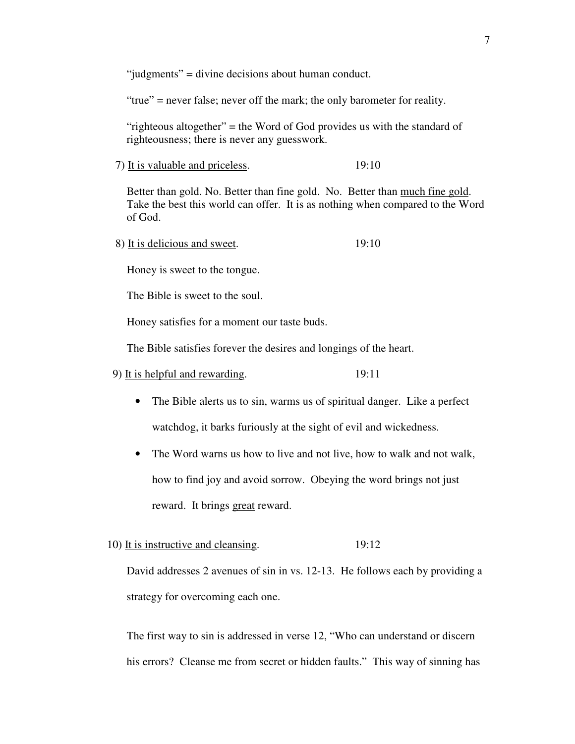"judgments" = divine decisions about human conduct.

"true" = never false; never off the mark; the only barometer for reality.

"righteous altogether" = the Word of God provides us with the standard of righteousness; there is never any guesswork.

7) <u>It is valuable and priceless</u>. 19:10

Better than gold. No. Better than fine gold. No. Better than <u>much fine gold</u>. Take the best this world can offer. It is as nothing when compared to the Word of God.

8) <u>It is delicious and sweet</u>. 19:10

Honey is sweet to the tongue.

The Bible is sweet to the soul.

Honey satisfies for a moment our taste buds.

The Bible satisfies forever the desires and longings of the heart.

9) <u>It is helpful and rewarding</u>. 19:11

- The Bible alerts us to sin, warms us of spiritual danger. Like a perfect watchdog, it barks furiously at the sight of evil and wickedness.
- The Word warns us how to live and not live, how to walk and not walk, how to find joy and avoid sorrow. Obeying the word brings not just reward. It brings <u>great</u> reward.

10) <u>It is instructive and cleansing</u>. 19:12

David addresses 2 avenues of sin in vs. 12-13. He follows each by providing a strategy for overcoming each one.

The first way to sin is addressed in verse 12, "Who can understand or discern his errors? Cleanse me from secret or hidden faults." This way of sinning has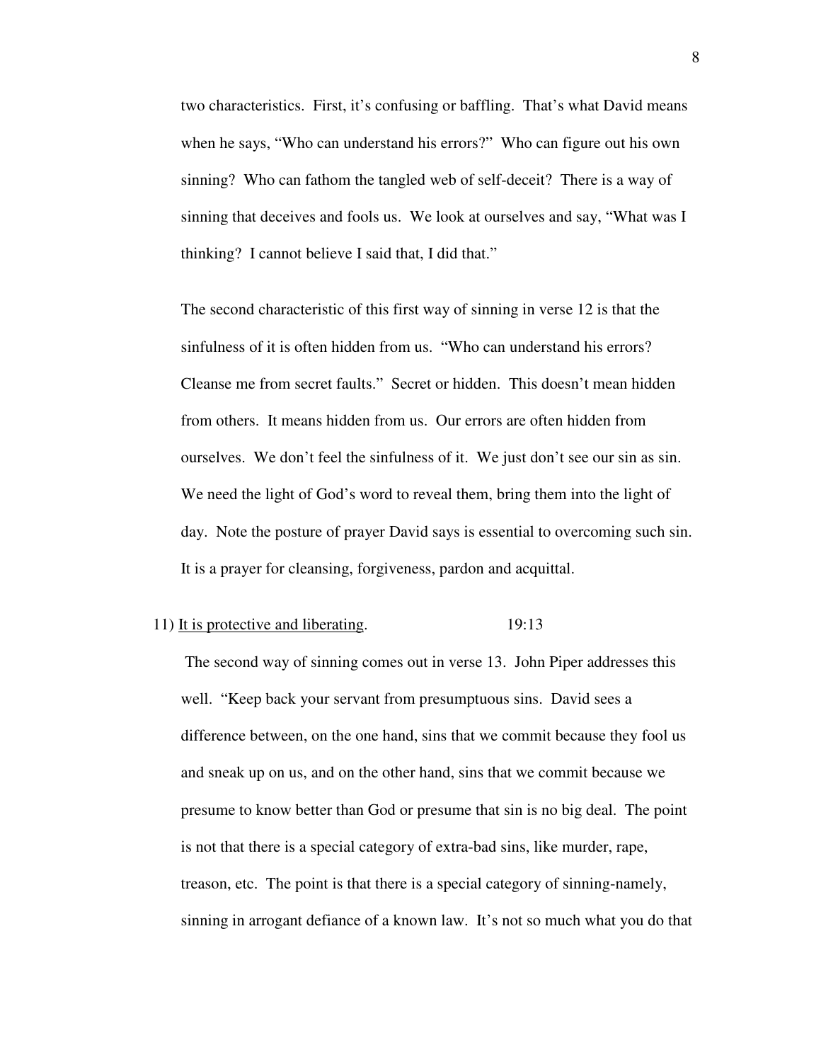two characteristics. First, it's confusing or baffling. That's what David means when he says, "Who can understand his errors?" Who can figure out his own sinning? Who can fathom the tangled web of self-deceit? There is a way of sinning that deceives and fools us. We look at ourselves and say, "What was I thinking? I cannot believe I said that, I did that."

The second characteristic of this first way of sinning in verse 12 is that the sinfulness of it is often hidden from us. "Who can understand his errors? Cleanse me from secret faults." Secret or hidden. This doesn't mean hidden from others. It means hidden from us. Our errors are often hidden from ourselves. We don't feel the sinfulness of it. We just don't see our sin as sin. We need the light of God's word to reveal them, bring them into the light of day. Note the posture of prayer David says is essential to overcoming such sin. It is a prayer for cleansing, forgiveness, pardon and acquittal.

11) <u>It is protective and liberating</u>. 19:13

The second way of sinning comes out in verse 13. John Piper addresses this well. "Keep back your servant from presumptuous sins. David sees a difference between, on the one hand, sins that we commit because they fool us and sneak up on us, and on the other hand, sins that we commit because we presume to know better than God or presume that sin is no big deal. The point is not that there is a special category of extra-bad sins, like murder, rape, treason, etc. The point is that there is a special category of sinning-namely, sinning in arrogant defiance of a known law. It's not so much what you do that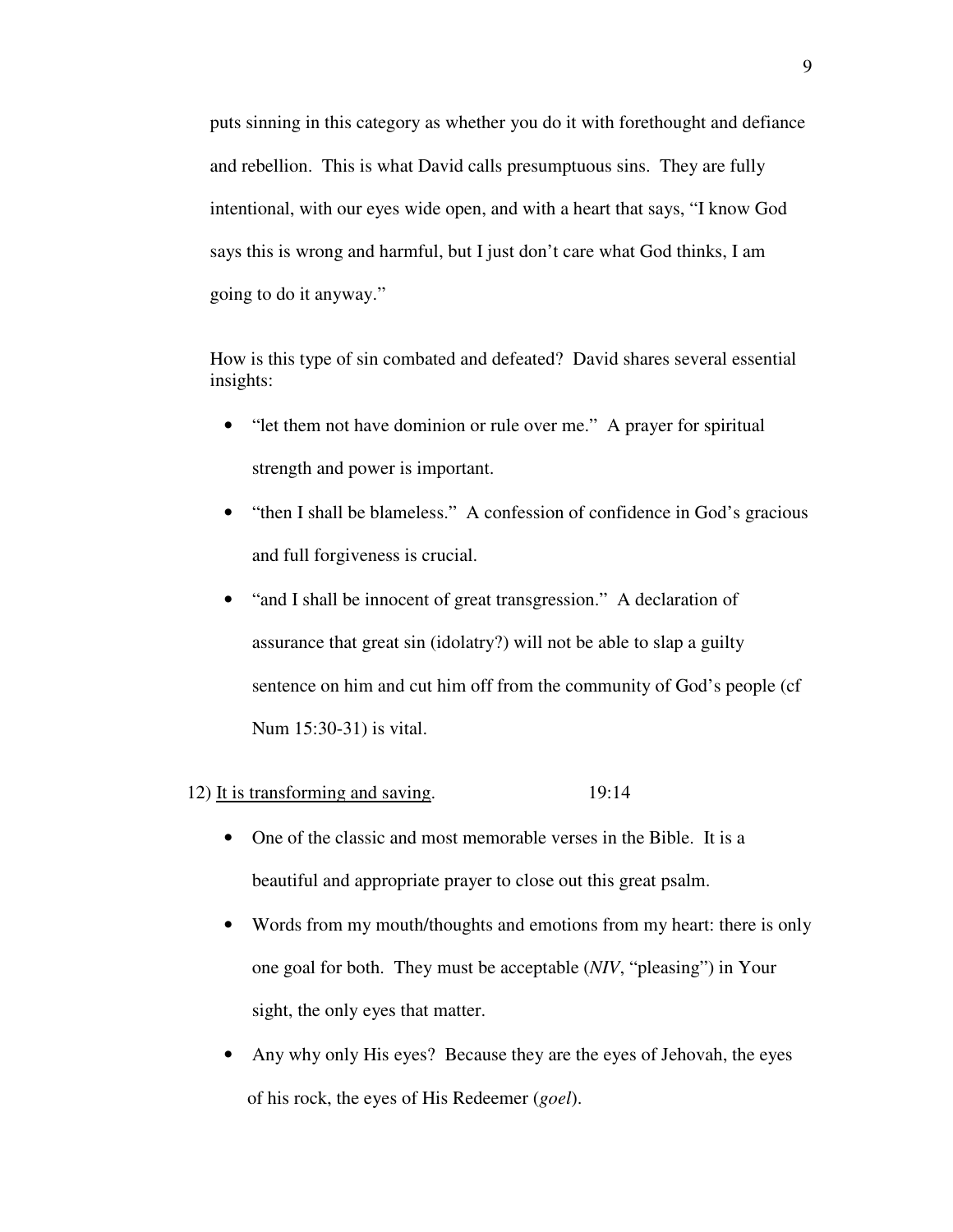puts sinning in this category as whether you do it with forethought and defiance and rebellion. This is what David calls presumptuous sins. They are fully intentional, with our eyes wide open, and with a heart that says, "I know God says this is wrong and harmful, but I just don't care what God thinks, I am going to do it anyway."

How is this type of sin combated and defeated? David shares several essential insights:

- "let them not have dominion or rule over me." A prayer for spiritual strength and power is important.
- "then I shall be blameless." A confession of confidence in God's gracious and full forgiveness is crucial.
- "and I shall be innocent of great transgression." A declaration of assurance that great sin (idolatry?) will not be able to slap a guilty sentence on him and cut him off from the community of God's people (cf Num 15:30-31) is vital.

12) <u>It is transforming and saving</u>. 19:14

- One of the classic and most memorable verses in the Bible. It is a beautiful and appropriate prayer to close out this great psalm.
- Words from my mouth/thoughts and emotions from my heart: there is only one goal for both. They must be acceptable (*NIV*, "pleasing") in Your sight, the only eyes that matter.
- Any why only His eyes? Because they are the eyes of Jehovah, the eyes of his rock, the eyes of His Redeemer (*goel*).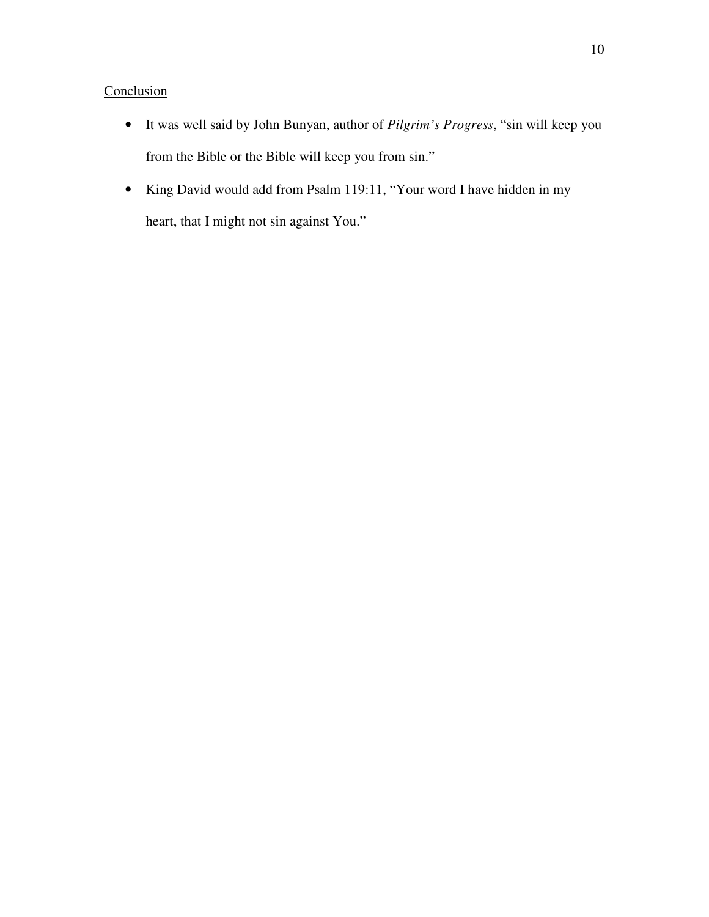Conclusion

- It was well said by John Bunyan, author of *Pilgrim's Progress*, "sin will keep you from the Bible or the Bible will keep you from sin."
- King David would add from Psalm 119:11, "Your word I have hidden in my heart, that I might not sin against You."